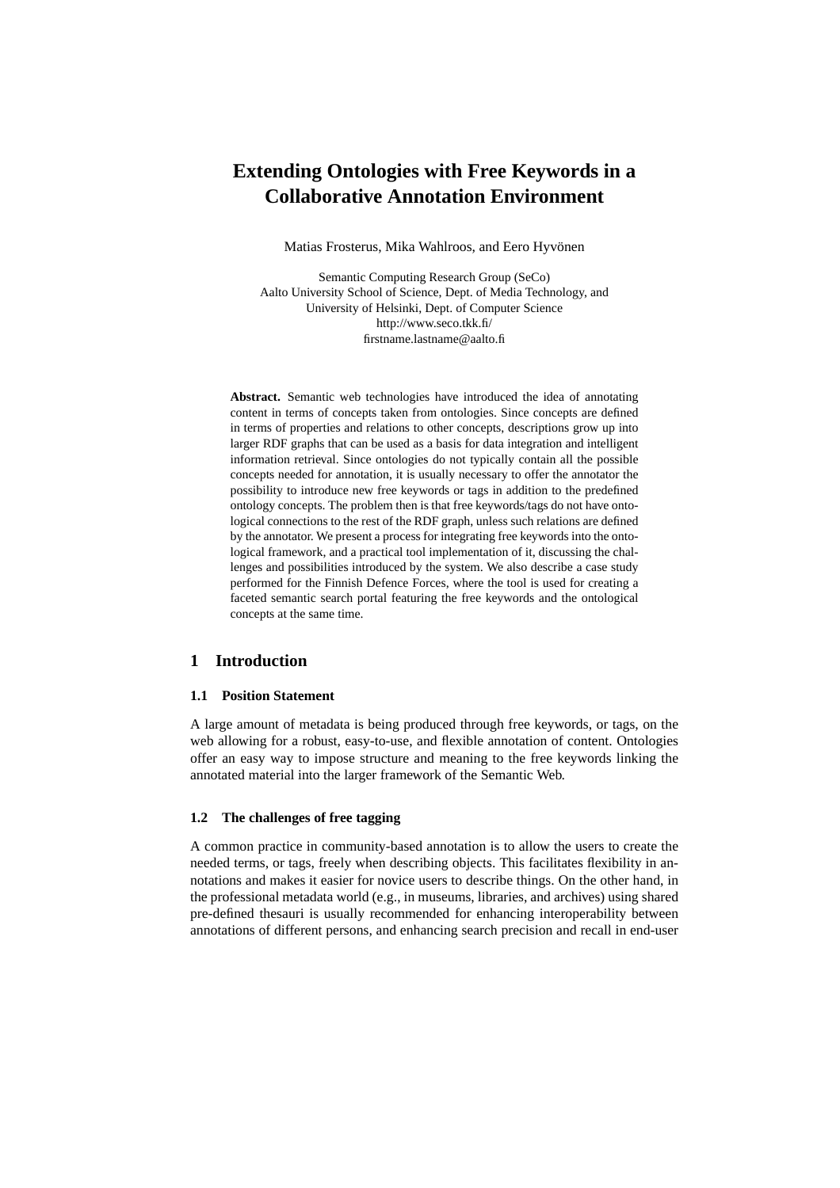# Extending Ontologies with Free Keywords in a Collaborative Annotation Environment

Matias Frosterus, Mika Wahlroos, and Eero Hyvönen

Semantic Computing Research Group (SeCo)
Aalto University School of Science, Dept. of Media Technology, and
University of Helsinki, Dept. of Computer Science
http://www.seco.tkk.fi/
firstname.lastname@aalto.fi

**Abstract.** Semantic web technologies have introduced the idea of annotating content in terms of concepts taken from ontologies. Since concepts are defined in terms of properties and relations to other concepts, descriptions grow up into larger RDF graphs that can be used as a basis for data integration and intelligent information retrieval. Since ontologies do not typically contain all the possible concepts needed for annotation, it is usually necessary to offer the annotator the possibility to introduce new free keywords or tags in addition to the predefined ontology concepts. The problem then is that free keywords/tags do not have ontological connections to the rest of the RDF graph, unless such relations are defined by the annotator. We present a process for integrating free keywords into the ontological framework, and a practical tool implementation of it, discussing the challenges and possibilities introduced by the system. We also describe a case study performed for the Finnish Defence Forces, where the tool is used for creating a faceted semantic search portal featuring the free keywords and the ontological concepts at the same time.

## 1 Introduction

### 1.1 Position Statement

A large amount of metadata is being produced through free keywords, or tags, on the web allowing for a robust, easy-to-use, and flexible annotation of content. Ontologies offer an easy way to impose structure and meaning to the free keywords linking the annotated material into the larger framework of the Semantic Web.

### 1.2 The challenges of free tagging

A common practice in community-based annotation is to allow the users to create the needed terms, or tags, freely when describing objects. This facilitates flexibility in annotations and makes it easier for novice users to describe things. On the other hand, in the professional metadata world (e.g., in museums, libraries, and archives) using shared pre-defined thesauri is usually recommended for enhancing interoperability between annotations of different persons, and enhancing search precision and recall in end-user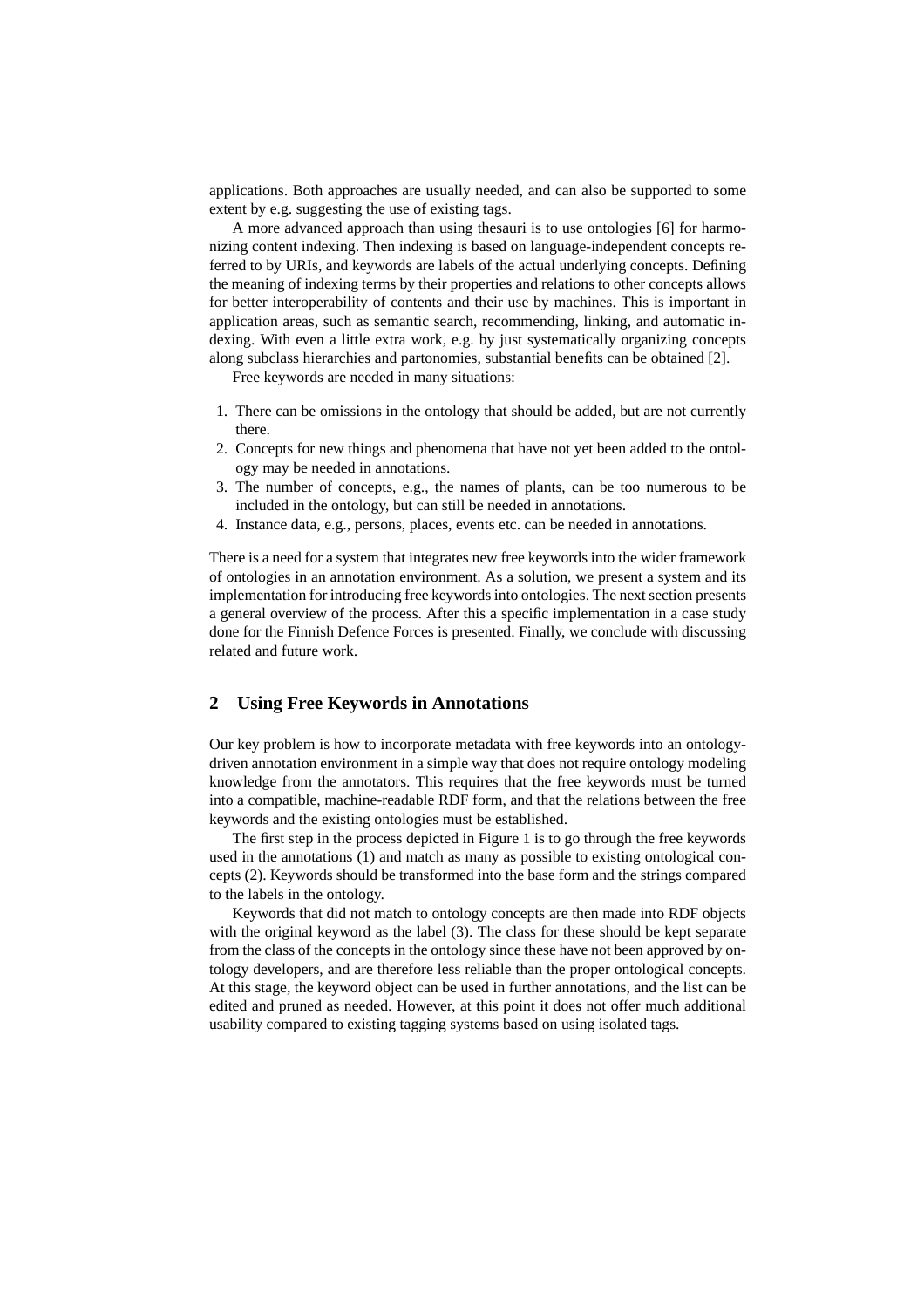applications. Both approaches are usually needed, and can also be supported to some extent by e.g. suggesting the use of existing tags.

A more advanced approach than using thesauri is to use ontologies [6] for harmonizing content indexing. Then indexing is based on language-independent concepts referred to by URIs, and keywords are labels of the actual underlying concepts. Defining the meaning of indexing terms by their properties and relations to other concepts allows for better interoperability of contents and their use by machines. This is important in application areas, such as semantic search, recommending, linking, and automatic indexing. With even a little extra work, e.g. by just systematically organizing concepts along subclass hierarchies and partonomies, substantial benefits can be obtained [2].

Free keywords are needed in many situations:

1. There can be omissions in the ontology that should be added, but are not currently there.
2. Concepts for new things and phenomena that have not yet been added to the ontology may be needed in annotations.
3. The number of concepts, e.g., the names of plants, can be too numerous to be included in the ontology, but can still be needed in annotations.
4. Instance data, e.g., persons, places, events etc. can be needed in annotations.

There is a need for a system that integrates new free keywords into the wider framework of ontologies in an annotation environment. As a solution, we present a system and its implementation for introducing free keywords into ontologies. The next section presents a general overview of the process. After this a specific implementation in a case study done for the Finnish Defence Forces is presented. Finally, we conclude with discussing related and future work.

## 2 Using Free Keywords in Annotations

Our key problem is how to incorporate metadata with free keywords into an ontology-driven annotation environment in a simple way that does not require ontology modeling knowledge from the annotators. This requires that the free keywords must be turned into a compatible, machine-readable RDF form, and that the relations between the free keywords and the existing ontologies must be established.

The first step in the process depicted in Figure 1 is to go through the free keywords used in the annotations (1) and match as many as possible to existing ontological concepts (2). Keywords should be transformed into the base form and the strings compared to the labels in the ontology.

Keywords that did not match to ontology concepts are then made into RDF objects with the original keyword as the label (3). The class for these should be kept separate from the class of the concepts in the ontology since these have not been approved by ontology developers, and are therefore less reliable than the proper ontological concepts. At this stage, the keyword object can be used in further annotations, and the list can be edited and pruned as needed. However, at this point it does not offer much additional usability compared to existing tagging systems based on using isolated tags.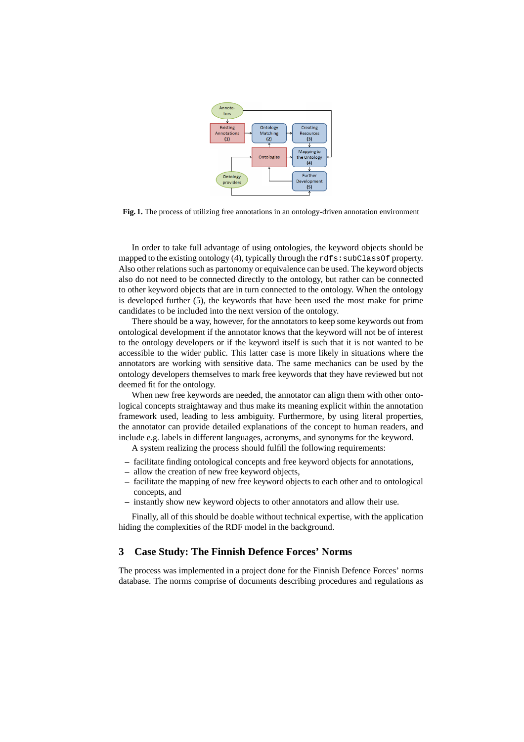**Fig. 1.** The process of utilizing free annotations in an ontology-driven annotation environment

In order to take full advantage of using ontologies, the keyword objects should be mapped to the existing ontology (4), typically through the `rdfs:subClassOf` property. Also other relations such as partonomy or equivalence can be used. The keyword objects also do not need to be connected directly to the ontology, but rather can be connected to other keyword objects that are in turn connected to the ontology. When the ontology is developed further (5), the keywords that have been used the most make for prime candidates to be included into the next version of the ontology.

There should be a way, however, for the annotators to keep some keywords out from ontological development if the annotator knows that the keyword will not be of interest to the ontology developers or if the keyword itself is such that it is not wanted to be accessible to the wider public. This latter case is more likely in situations where the annotators are working with sensitive data. The same mechanics can be used by the ontology developers themselves to mark free keywords that they have reviewed but not deemed fit for the ontology.

When new free keywords are needed, the annotator can align them with other ontological concepts straightaway and thus make its meaning explicit within the annotation framework used, leading to less ambiguity. Furthermore, by using literal properties, the annotator can provide detailed explanations of the concept to human readers, and include e.g. labels in different languages, acronyms, and synonyms for the keyword.

A system realizing the process should fulfill the following requirements:

- facilitate finding ontological concepts and free keyword objects for annotations,
- allow the creation of new free keyword objects,
- facilitate the mapping of new free keyword objects to each other and to ontological concepts, and
- instantly show new keyword objects to other annotators and allow their use.

Finally, all of this should be doable without technical expertise, with the application hiding the complexities of the RDF model in the background.

## 3 Case Study: The Finnish Defence Forces' Norms

The process was implemented in a project done for the Finnish Defence Forces' norms database. The norms comprise of documents describing procedures and regulations as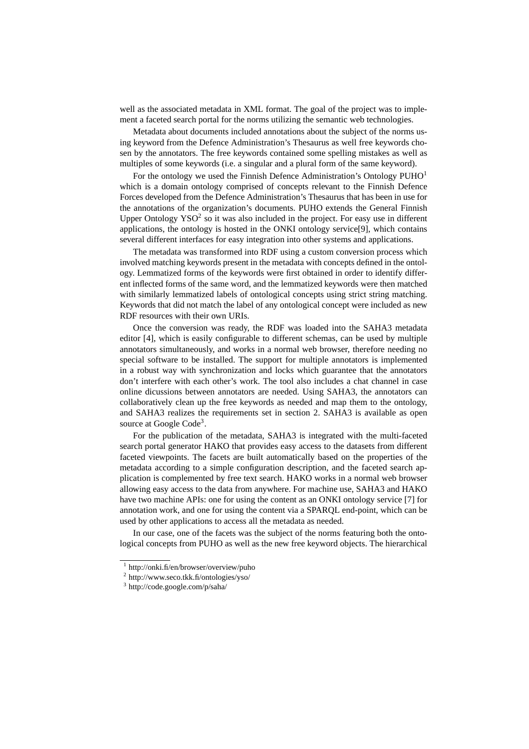well as the associated metadata in XML format. The goal of the project was to implement a faceted search portal for the norms utilizing the semantic web technologies.

Metadata about documents included annotations about the subject of the norms using keyword from the Defence Administration's Thesaurus as well free keywords chosen by the annotators. The free keywords contained some spelling mistakes as well as multiples of some keywords (i.e. a singular and a plural form of the same keyword).

For the ontology we used the Finnish Defence Administration's Ontology PUHO[1] which is a domain ontology comprised of concepts relevant to the Finnish Defence Forces developed from the Defence Administration's Thesaurus that has been in use for the annotations of the organization's documents. PUHO extends the General Finnish Upper Ontology YSO[2] so it was also included in the project. For easy use in different applications, the ontology is hosted in the ONKI ontology service[9], which contains several different interfaces for easy integration into other systems and applications.

The metadata was transformed into RDF using a custom conversion process which involved matching keywords present in the metadata with concepts defined in the ontology. Lemmatized forms of the keywords were first obtained in order to identify different inflected forms of the same word, and the lemmatized keywords were then matched with similarly lemmatized labels of ontological concepts using strict string matching. Keywords that did not match the label of any ontological concept were included as new RDF resources with their own URIs.

Once the conversion was ready, the RDF was loaded into the SAHA3 metadata editor [4], which is easily configurable to different schemas, can be used by multiple annotators simultaneously, and works in a normal web browser, therefore needing no special software to be installed. The support for multiple annotators is implemented in a robust way with synchronization and locks which guarantee that the annotators don't interfere with each other's work. The tool also includes a chat channel in case online dicussions between annotators are needed. Using SAHA3, the annotators can collaboratively clean up the free keywords as needed and map them to the ontology, and SAHA3 realizes the requirements set in section 2. SAHA3 is available as open source at Google Code[3].

For the publication of the metadata, SAHA3 is integrated with the multi-faceted search portal generator HAKO that provides easy access to the datasets from different faceted viewpoints. The facets are built automatically based on the properties of the metadata according to a simple configuration description, and the faceted search application is complemented by free text search. HAKO works in a normal web browser allowing easy access to the data from anywhere. For machine use, SAHA3 and HAKO have two machine APIs: one for using the content as an ONKI ontology service [7] for annotation work, and one for using the content via a SPARQL end-point, which can be used by other applications to access all the metadata as needed.

In our case, one of the facets was the subject of the norms featuring both the ontological concepts from PUHO as well as the new free keyword objects. The hierarchical

[1] http://onki.fi/en/browser/overview/puho

[2] http://www.seco.tkk.fi/ontologies/yso/

[3] http://code.google.com/p/saha/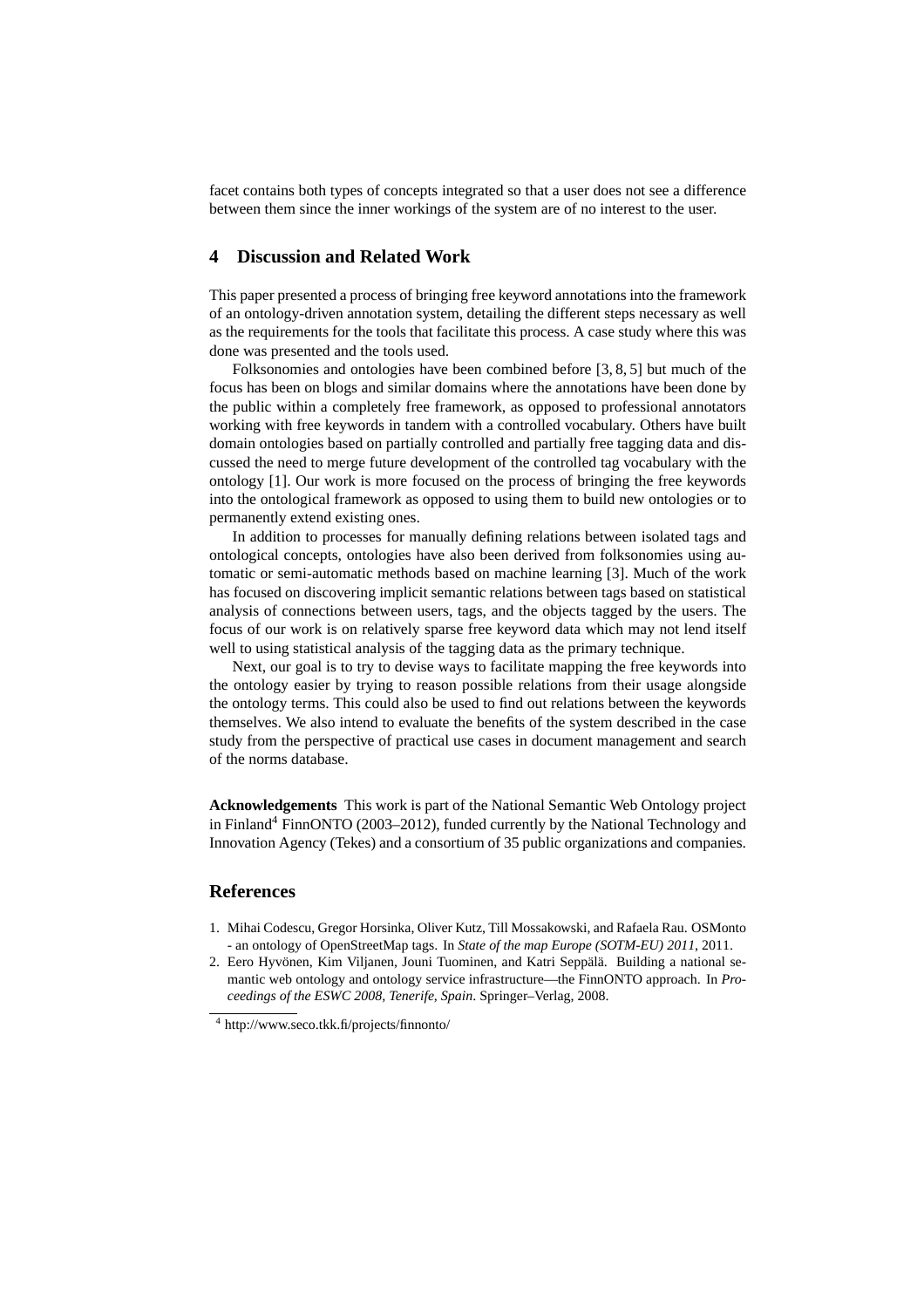facet contains both types of concepts integrated so that a user does not see a difference between them since the inner workings of the system are of no interest to the user.

## 4 Discussion and Related Work

This paper presented a process of bringing free keyword annotations into the framework of an ontology-driven annotation system, detailing the different steps necessary as well as the requirements for the tools that facilitate this process. A case study where this was done was presented and the tools used.

Folksonomies and ontologies have been combined before [3, 8, 5] but much of the focus has been on blogs and similar domains where the annotations have been done by the public within a completely free framework, as opposed to professional annotators working with free keywords in tandem with a controlled vocabulary. Others have built domain ontologies based on partially controlled and partially free tagging data and discussed the need to merge future development of the controlled tag vocabulary with the ontology [1]. Our work is more focused on the process of bringing the free keywords into the ontological framework as opposed to using them to build new ontologies or to permanently extend existing ones.

In addition to processes for manually defining relations between isolated tags and ontological concepts, ontologies have also been derived from folksonomies using automatic or semi-automatic methods based on machine learning [3]. Much of the work has focused on discovering implicit semantic relations between tags based on statistical analysis of connections between users, tags, and the objects tagged by the users. The focus of our work is on relatively sparse free keyword data which may not lend itself well to using statistical analysis of the tagging data as the primary technique.

Next, our goal is to try to devise ways to facilitate mapping the free keywords into the ontology easier by trying to reason possible relations from their usage alongside the ontology terms. This could also be used to find out relations between the keywords themselves. We also intend to evaluate the benefits of the system described in the case study from the perspective of practical use cases in document management and search of the norms database.

**Acknowledgements** This work is part of the National Semantic Web Ontology project in Finland[4] FinnONTO (2003–2012), funded currently by the National Technology and Innovation Agency (Tekes) and a consortium of 35 public organizations and companies.

## References

1. Mihai Codescu, Gregor Horsinka, Oliver Kutz, Till Mossakowski, and Rafaela Rau. OSMonto - an ontology of OpenStreetMap tags. In *State of the map Europe (SOTM-EU) 2011*, 2011.
2. Eero Hyvönen, Kim Viljanen, Jouni Tuominen, and Katri Seppälä. Building a national semantic web ontology and ontology service infrastructure—the FinnONTO approach. In *Proceedings of the ESWC 2008, Tenerife, Spain*. Springer–Verlag, 2008.

[4] http://www.seco.tkk.fi/projects/finnonto/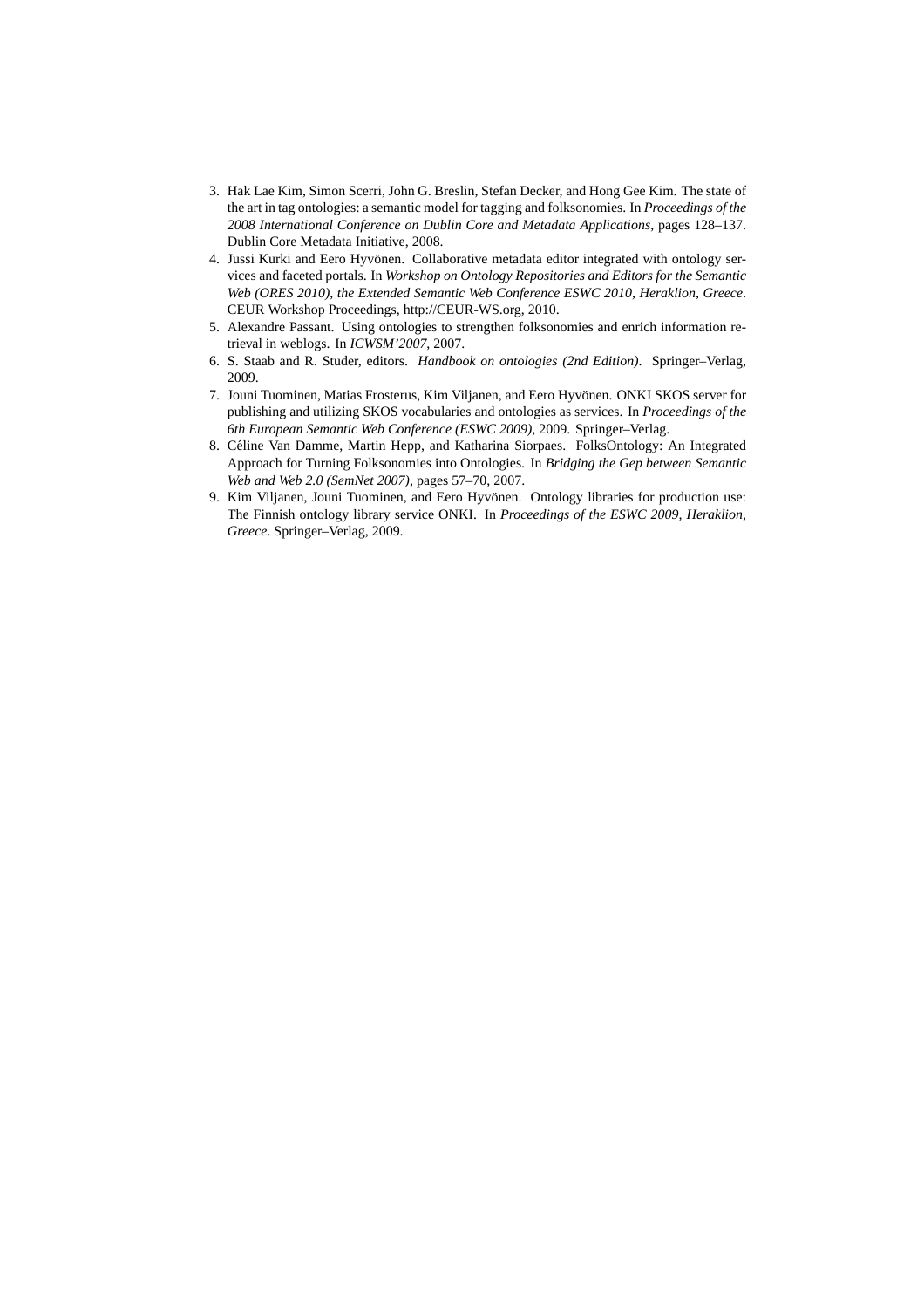3. Hak Lae Kim, Simon Scerri, John G. Breslin, Stefan Decker, and Hong Gee Kim. The state of the art in tag ontologies: a semantic model for tagging and folksonomies. In *Proceedings of the 2008 International Conference on Dublin Core and Metadata Applications*, pages 128–137. Dublin Core Metadata Initiative, 2008.
4. Jussi Kurki and Eero Hyvönen. Collaborative metadata editor integrated with ontology services and faceted portals. In *Workshop on Ontology Repositories and Editors for the Semantic Web (ORES 2010), the Extended Semantic Web Conference ESWC 2010, Heraklion, Greece*. CEUR Workshop Proceedings, http://CEUR-WS.org, 2010.
5. Alexandre Passant. Using ontologies to strengthen folksonomies and enrich information retrieval in weblogs. In *ICWSM'2007*, 2007.
6. S. Staab and R. Studer, editors. *Handbook on ontologies (2nd Edition)*. Springer–Verlag, 2009.
7. Jouni Tuominen, Matias Frosterus, Kim Viljanen, and Eero Hyvönen. ONKI SKOS server for publishing and utilizing SKOS vocabularies and ontologies as services. In *Proceedings of the 6th European Semantic Web Conference (ESWC 2009)*, 2009. Springer–Verlag.
8. Céline Van Damme, Martin Hepp, and Katharina Siorpaes. FolksOntology: An Integrated Approach for Turning Folksonomies into Ontologies. In *Bridging the Gep between Semantic Web and Web 2.0 (SemNet 2007)*, pages 57–70, 2007.
9. Kim Viljanen, Jouni Tuominen, and Eero Hyvönen. Ontology libraries for production use: The Finnish ontology library service ONKI. In *Proceedings of the ESWC 2009, Heraklion, Greece*. Springer–Verlag, 2009.